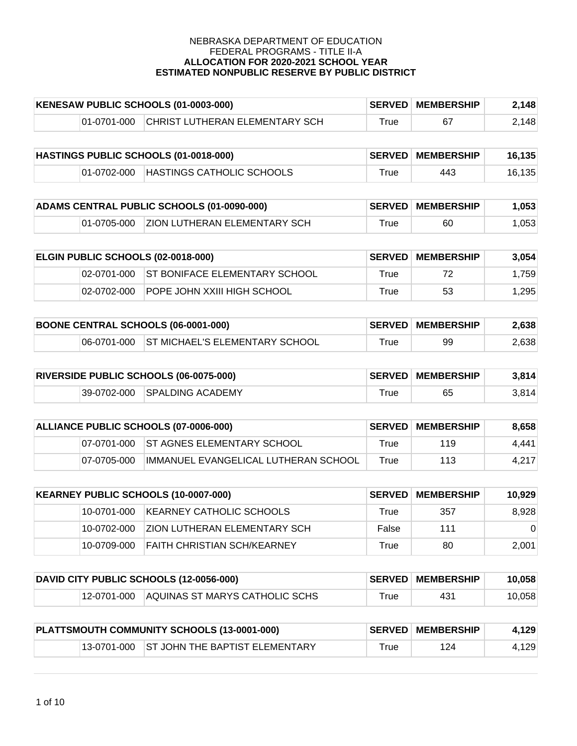NEBRASKA DEPARTMENT OF EDUCATION
FEDERAL PROGRAMS - TITLE II-A
**ALLOCATION FOR 2020-2021 SCHOOL YEAR**
**ESTIMATED NONPUBLIC RESERVE BY PUBLIC DISTRICT**

| **KENESAW PUBLIC SCHOOLS (01-0003-000)** | | **SERVED** | **MEMBERSHIP** | **2,148** |
|---|---|---|---|---|
| 01-0701-000 | CHRIST LUTHERAN ELEMENTARY SCH | True | 67 | 2,148 |

| **HASTINGS PUBLIC SCHOOLS (01-0018-000)** | | **SERVED** | **MEMBERSHIP** | **16,135** |
|---|---|---|---|---|
| 01-0702-000 | HASTINGS CATHOLIC SCHOOLS | True | 443 | 16,135 |

| **ADAMS CENTRAL PUBLIC SCHOOLS (01-0090-000)** | | **SERVED** | **MEMBERSHIP** | **1,053** |
|---|---|---|---|---|
| 01-0705-000 | ZION LUTHERAN ELEMENTARY SCH | True | 60 | 1,053 |

| **ELGIN PUBLIC SCHOOLS (02-0018-000)** | | **SERVED** | **MEMBERSHIP** | **3,054** |
|---|---|---|---|---|
| 02-0701-000 | ST BONIFACE ELEMENTARY SCHOOL | True | 72 | 1,759 |
| 02-0702-000 | POPE JOHN XXIII HIGH SCHOOL | True | 53 | 1,295 |

| **BOONE CENTRAL SCHOOLS (06-0001-000)** | | **SERVED** | **MEMBERSHIP** | **2,638** |
|---|---|---|---|---|
| 06-0701-000 | ST MICHAEL'S ELEMENTARY SCHOOL | True | 99 | 2,638 |

| **RIVERSIDE PUBLIC SCHOOLS (06-0075-000)** | | **SERVED** | **MEMBERSHIP** | **3,814** |
|---|---|---|---|---|
| 39-0702-000 | SPALDING ACADEMY | True | 65 | 3,814 |

| **ALLIANCE PUBLIC SCHOOLS (07-0006-000)** | | **SERVED** | **MEMBERSHIP** | **8,658** |
|---|---|---|---|---|
| 07-0701-000 | ST AGNES ELEMENTARY SCHOOL | True | 119 | 4,441 |
| 07-0705-000 | IMMANUEL EVANGELICAL LUTHERAN SCHOOL | True | 113 | 4,217 |

| **KEARNEY PUBLIC SCHOOLS (10-0007-000)** | | **SERVED** | **MEMBERSHIP** | **10,929** |
|---|---|---|---|---|
| 10-0701-000 | KEARNEY CATHOLIC SCHOOLS | True | 357 | 8,928 |
| 10-0702-000 | ZION LUTHERAN ELEMENTARY SCH | False | 111 | 0 |
| 10-0709-000 | FAITH CHRISTIAN SCH/KEARNEY | True | 80 | 2,001 |

| **DAVID CITY PUBLIC SCHOOLS (12-0056-000)** | | **SERVED** | **MEMBERSHIP** | **10,058** |
|---|---|---|---|---|
| 12-0701-000 | AQUINAS ST MARYS CATHOLIC SCHS | True | 431 | 10,058 |

| **PLATTSMOUTH COMMUNITY SCHOOLS (13-0001-000)** | | **SERVED** | **MEMBERSHIP** | **4,129** |
|---|---|---|---|---|
| 13-0701-000 | ST JOHN THE BAPTIST ELEMENTARY | True | 124 | 4,129 |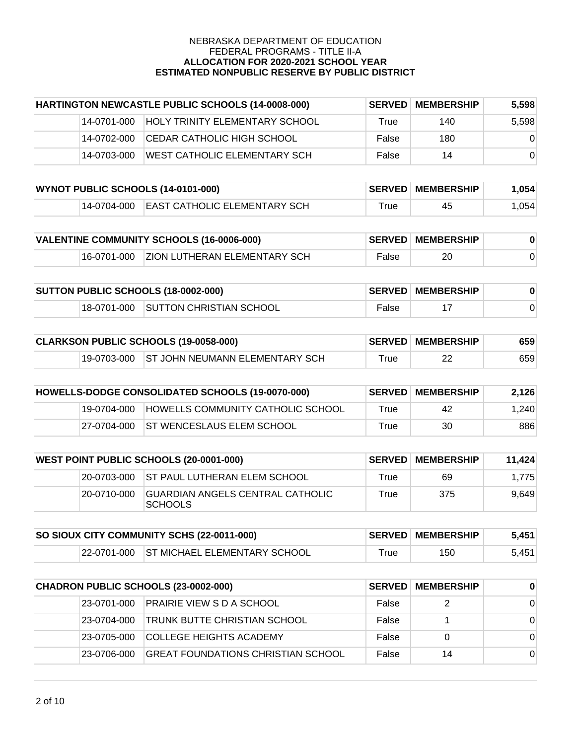NEBRASKA DEPARTMENT OF EDUCATION
FEDERAL PROGRAMS - TITLE II-A
**ALLOCATION FOR 2020-2021 SCHOOL YEAR**
**ESTIMATED NONPUBLIC RESERVE BY PUBLIC DISTRICT**

| HARTINGTON NEWCASTLE PUBLIC SCHOOLS (14-0008-000) | | SERVED | MEMBERSHIP | 5,598 |
|---|---|---|---|---|
| 14-0701-000 | HOLY TRINITY ELEMENTARY SCHOOL | True | 140 | 5,598 |
| 14-0702-000 | CEDAR CATHOLIC HIGH SCHOOL | False | 180 | 0 |
| 14-0703-000 | WEST CATHOLIC ELEMENTARY SCH | False | 14 | 0 |

| WYNOT PUBLIC SCHOOLS (14-0101-000) | | SERVED | MEMBERSHIP | 1,054 |
|---|---|---|---|---|
| 14-0704-000 | EAST CATHOLIC ELEMENTARY SCH | True | 45 | 1,054 |

| VALENTINE COMMUNITY SCHOOLS (16-0006-000) | | SERVED | MEMBERSHIP | 0 |
|---|---|---|---|---|
| 16-0701-000 | ZION LUTHERAN ELEMENTARY SCH | False | 20 | 0 |

| SUTTON PUBLIC SCHOOLS (18-0002-000) | | SERVED | MEMBERSHIP | 0 |
|---|---|---|---|---|
| 18-0701-000 | SUTTON CHRISTIAN SCHOOL | False | 17 | 0 |

| CLARKSON PUBLIC SCHOOLS (19-0058-000) | | SERVED | MEMBERSHIP | 659 |
|---|---|---|---|---|
| 19-0703-000 | ST JOHN NEUMANN ELEMENTARY SCH | True | 22 | 659 |

| HOWELLS-DODGE CONSOLIDATED SCHOOLS (19-0070-000) | | SERVED | MEMBERSHIP | 2,126 |
|---|---|---|---|---|
| 19-0704-000 | HOWELLS COMMUNITY CATHOLIC SCHOOL | True | 42 | 1,240 |
| 27-0704-000 | ST WENCESLAUS ELEM SCHOOL | True | 30 | 886 |

| WEST POINT PUBLIC SCHOOLS (20-0001-000) | | SERVED | MEMBERSHIP | 11,424 |
|---|---|---|---|---|
| 20-0703-000 | ST PAUL LUTHERAN ELEM SCHOOL | True | 69 | 1,775 |
| 20-0710-000 | GUARDIAN ANGELS CENTRAL CATHOLIC SCHOOLS | True | 375 | 9,649 |

| SO SIOUX CITY COMMUNITY SCHS (22-0011-000) | | SERVED | MEMBERSHIP | 5,451 |
|---|---|---|---|---|
| 22-0701-000 | ST MICHAEL ELEMENTARY SCHOOL | True | 150 | 5,451 |

| CHADRON PUBLIC SCHOOLS (23-0002-000) | | SERVED | MEMBERSHIP | 0 |
|---|---|---|---|---|
| 23-0701-000 | PRAIRIE VIEW S D A SCHOOL | False | 2 | 0 |
| 23-0704-000 | TRUNK BUTTE CHRISTIAN SCHOOL | False | 1 | 0 |
| 23-0705-000 | COLLEGE HEIGHTS ACADEMY | False | 0 | 0 |
| 23-0706-000 | GREAT FOUNDATIONS CHRISTIAN SCHOOL | False | 14 | 0 |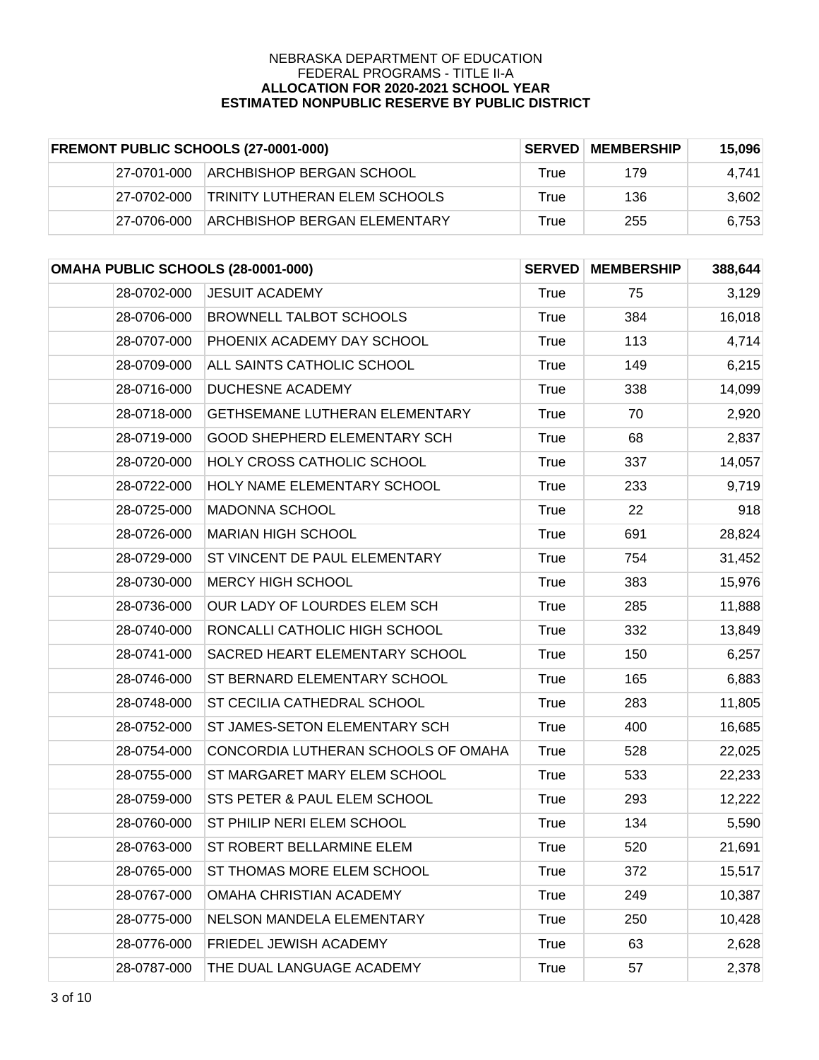NEBRASKA DEPARTMENT OF EDUCATION
FEDERAL PROGRAMS - TITLE II-A
**ALLOCATION FOR 2020-2021 SCHOOL YEAR**
**ESTIMATED NONPUBLIC RESERVE BY PUBLIC DISTRICT**

| **FREMONT PUBLIC SCHOOLS (27-0001-000)** | | **SERVED** | **MEMBERSHIP** | **15,096** |
|---|---|---|---|---|
| 27-0701-000 | ARCHBISHOP BERGAN SCHOOL | True | 179 | 4,741 |
| 27-0702-000 | TRINITY LUTHERAN ELEM SCHOOLS | True | 136 | 3,602 |
| 27-0706-000 | ARCHBISHOP BERGAN ELEMENTARY | True | 255 | 6,753 |

| **OMAHA PUBLIC SCHOOLS (28-0001-000)** | | **SERVED** | **MEMBERSHIP** | **388,644** |
|---|---|---|---|---|
| 28-0702-000 | JESUIT ACADEMY | True | 75 | 3,129 |
| 28-0706-000 | BROWNELL TALBOT SCHOOLS | True | 384 | 16,018 |
| 28-0707-000 | PHOENIX ACADEMY DAY SCHOOL | True | 113 | 4,714 |
| 28-0709-000 | ALL SAINTS CATHOLIC SCHOOL | True | 149 | 6,215 |
| 28-0716-000 | DUCHESNE ACADEMY | True | 338 | 14,099 |
| 28-0718-000 | GETHSEMANE LUTHERAN ELEMENTARY | True | 70 | 2,920 |
| 28-0719-000 | GOOD SHEPHERD ELEMENTARY SCH | True | 68 | 2,837 |
| 28-0720-000 | HOLY CROSS CATHOLIC SCHOOL | True | 337 | 14,057 |
| 28-0722-000 | HOLY NAME ELEMENTARY SCHOOL | True | 233 | 9,719 |
| 28-0725-000 | MADONNA SCHOOL | True | 22 | 918 |
| 28-0726-000 | MARIAN HIGH SCHOOL | True | 691 | 28,824 |
| 28-0729-000 | ST VINCENT DE PAUL ELEMENTARY | True | 754 | 31,452 |
| 28-0730-000 | MERCY HIGH SCHOOL | True | 383 | 15,976 |
| 28-0736-000 | OUR LADY OF LOURDES ELEM SCH | True | 285 | 11,888 |
| 28-0740-000 | RONCALLI CATHOLIC HIGH SCHOOL | True | 332 | 13,849 |
| 28-0741-000 | SACRED HEART ELEMENTARY SCHOOL | True | 150 | 6,257 |
| 28-0746-000 | ST BERNARD ELEMENTARY SCHOOL | True | 165 | 6,883 |
| 28-0748-000 | ST CECILIA CATHEDRAL SCHOOL | True | 283 | 11,805 |
| 28-0752-000 | ST JAMES-SETON ELEMENTARY SCH | True | 400 | 16,685 |
| 28-0754-000 | CONCORDIA LUTHERAN SCHOOLS OF OMAHA | True | 528 | 22,025 |
| 28-0755-000 | ST MARGARET MARY ELEM SCHOOL | True | 533 | 22,233 |
| 28-0759-000 | STS PETER & PAUL ELEM SCHOOL | True | 293 | 12,222 |
| 28-0760-000 | ST PHILIP NERI ELEM SCHOOL | True | 134 | 5,590 |
| 28-0763-000 | ST ROBERT BELLARMINE ELEM | True | 520 | 21,691 |
| 28-0765-000 | ST THOMAS MORE ELEM SCHOOL | True | 372 | 15,517 |
| 28-0767-000 | OMAHA CHRISTIAN ACADEMY | True | 249 | 10,387 |
| 28-0775-000 | NELSON MANDELA ELEMENTARY | True | 250 | 10,428 |
| 28-0776-000 | FRIEDEL JEWISH ACADEMY | True | 63 | 2,628 |
| 28-0787-000 | THE DUAL LANGUAGE ACADEMY | True | 57 | 2,378 |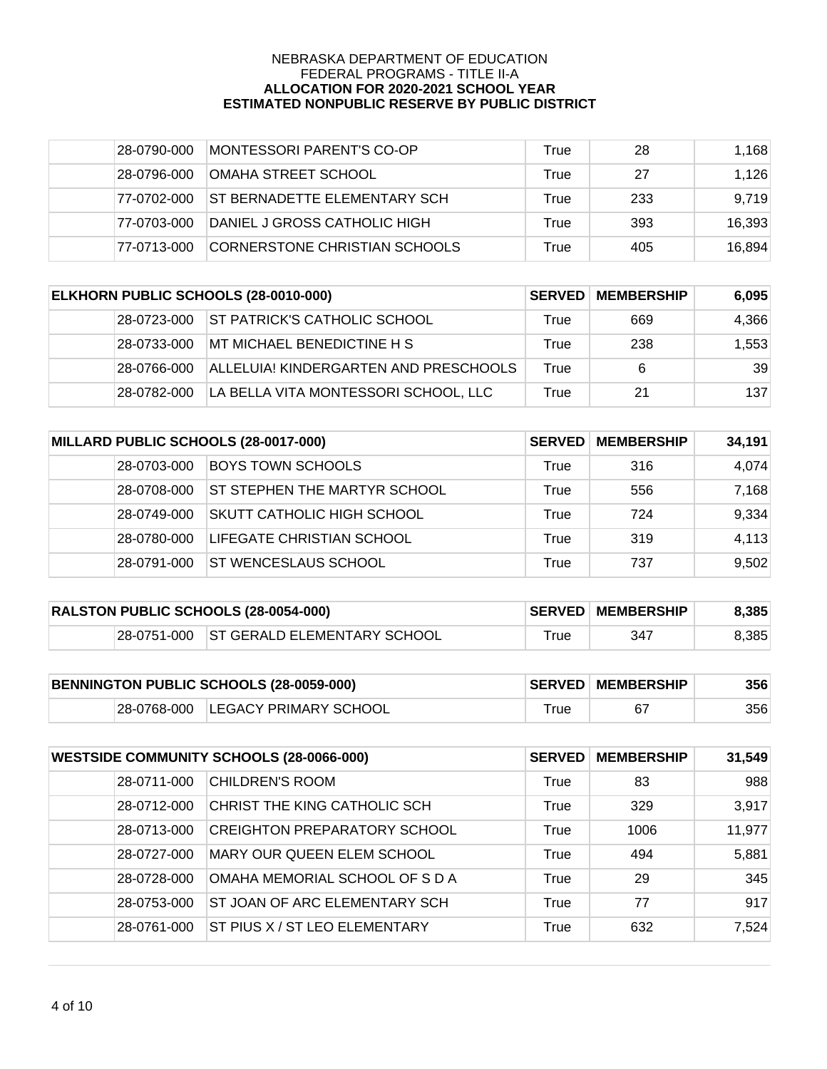NEBRASKA DEPARTMENT OF EDUCATION
FEDERAL PROGRAMS - TITLE II-A
**ALLOCATION FOR 2020-2021 SCHOOL YEAR**
**ESTIMATED NONPUBLIC RESERVE BY PUBLIC DISTRICT**

| | | | | | |
|---|---|---|---|---|---|
| | 28-0790-000 | MONTESSORI PARENT'S CO-OP | True | 28 | 1,168 |
| | 28-0796-000 | OMAHA STREET SCHOOL | True | 27 | 1,126 |
| | 77-0702-000 | ST BERNADETTE ELEMENTARY SCH | True | 233 | 9,719 |
| | 77-0703-000 | DANIEL J GROSS CATHOLIC HIGH | True | 393 | 16,393 |
| | 77-0713-000 | CORNERSTONE CHRISTIAN SCHOOLS | True | 405 | 16,894 |

| ELKHORN PUBLIC SCHOOLS (28-0010-000) | | | SERVED | MEMBERSHIP | 6,095 |
|---|---|---|---|---|---|
| | 28-0723-000 | ST PATRICK'S CATHOLIC SCHOOL | True | 669 | 4,366 |
| | 28-0733-000 | MT MICHAEL BENEDICTINE H S | True | 238 | 1,553 |
| | 28-0766-000 | ALLELUIA! KINDERGARTEN AND PRESCHOOLS | True | 6 | 39 |
| | 28-0782-000 | LA BELLA VITA MONTESSORI SCHOOL, LLC | True | 21 | 137 |

| MILLARD PUBLIC SCHOOLS (28-0017-000) | | | SERVED | MEMBERSHIP | 34,191 |
|---|---|---|---|---|---|
| | 28-0703-000 | BOYS TOWN SCHOOLS | True | 316 | 4,074 |
| | 28-0708-000 | ST STEPHEN THE MARTYR SCHOOL | True | 556 | 7,168 |
| | 28-0749-000 | SKUTT CATHOLIC HIGH SCHOOL | True | 724 | 9,334 |
| | 28-0780-000 | LIFEGATE CHRISTIAN SCHOOL | True | 319 | 4,113 |
| | 28-0791-000 | ST WENCESLAUS SCHOOL | True | 737 | 9,502 |

| RALSTON PUBLIC SCHOOLS (28-0054-000) | | | SERVED | MEMBERSHIP | 8,385 |
|---|---|---|---|---|---|
| | 28-0751-000 | ST GERALD ELEMENTARY SCHOOL | True | 347 | 8,385 |

| BENNINGTON PUBLIC SCHOOLS (28-0059-000) | | | SERVED | MEMBERSHIP | 356 |
|---|---|---|---|---|---|
| | 28-0768-000 | LEGACY PRIMARY SCHOOL | True | 67 | 356 |

| WESTSIDE COMMUNITY SCHOOLS (28-0066-000) | | | SERVED | MEMBERSHIP | 31,549 |
|---|---|---|---|---|---|
| | 28-0711-000 | CHILDREN'S ROOM | True | 83 | 988 |
| | 28-0712-000 | CHRIST THE KING CATHOLIC SCH | True | 329 | 3,917 |
| | 28-0713-000 | CREIGHTON PREPARATORY SCHOOL | True | 1006 | 11,977 |
| | 28-0727-000 | MARY OUR QUEEN ELEM SCHOOL | True | 494 | 5,881 |
| | 28-0728-000 | OMAHA MEMORIAL SCHOOL OF S D A | True | 29 | 345 |
| | 28-0753-000 | ST JOAN OF ARC ELEMENTARY SCH | True | 77 | 917 |
| | 28-0761-000 | ST PIUS X / ST LEO ELEMENTARY | True | 632 | 7,524 |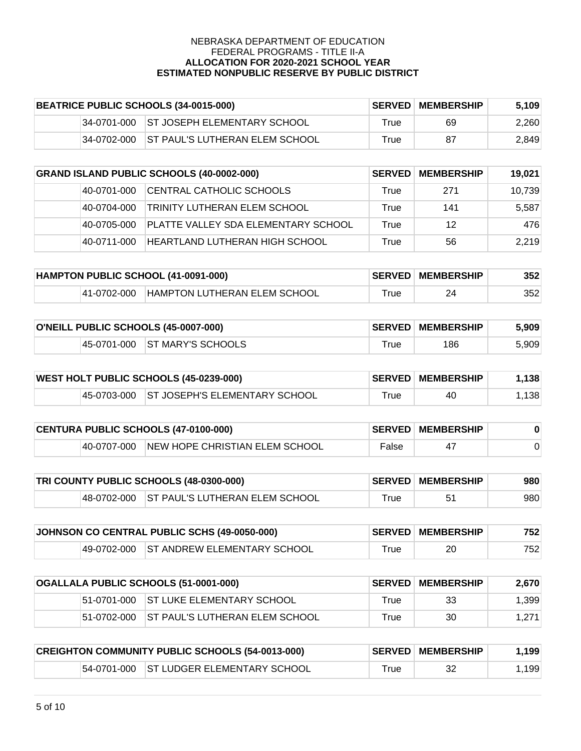NEBRASKA DEPARTMENT OF EDUCATION
FEDERAL PROGRAMS - TITLE II-A
**ALLOCATION FOR 2020-2021 SCHOOL YEAR**
**ESTIMATED NONPUBLIC RESERVE BY PUBLIC DISTRICT**

| **BEATRICE PUBLIC SCHOOLS (34-0015-000)** | | **SERVED** | **MEMBERSHIP** | **5,109** |
|---|---|---|---|---|
| 34-0701-000 | ST JOSEPH ELEMENTARY SCHOOL | True | 69 | 2,260 |
| 34-0702-000 | ST PAUL'S LUTHERAN ELEM SCHOOL | True | 87 | 2,849 |

| **GRAND ISLAND PUBLIC SCHOOLS (40-0002-000)** | | **SERVED** | **MEMBERSHIP** | **19,021** |
|---|---|---|---|---|
| 40-0701-000 | CENTRAL CATHOLIC SCHOOLS | True | 271 | 10,739 |
| 40-0704-000 | TRINITY LUTHERAN ELEM SCHOOL | True | 141 | 5,587 |
| 40-0705-000 | PLATTE VALLEY SDA ELEMENTARY SCHOOL | True | 12 | 476 |
| 40-0711-000 | HEARTLAND LUTHERAN HIGH SCHOOL | True | 56 | 2,219 |

| **HAMPTON PUBLIC SCHOOL (41-0091-000)** | | **SERVED** | **MEMBERSHIP** | **352** |
|---|---|---|---|---|
| 41-0702-000 | HAMPTON LUTHERAN ELEM SCHOOL | True | 24 | 352 |

| **O'NEILL PUBLIC SCHOOLS (45-0007-000)** | | **SERVED** | **MEMBERSHIP** | **5,909** |
|---|---|---|---|---|
| 45-0701-000 | ST MARY'S SCHOOLS | True | 186 | 5,909 |

| **WEST HOLT PUBLIC SCHOOLS (45-0239-000)** | | **SERVED** | **MEMBERSHIP** | **1,138** |
|---|---|---|---|---|
| 45-0703-000 | ST JOSEPH'S ELEMENTARY SCHOOL | True | 40 | 1,138 |

| **CENTURA PUBLIC SCHOOLS (47-0100-000)** | | **SERVED** | **MEMBERSHIP** | **0** |
|---|---|---|---|---|
| 40-0707-000 | NEW HOPE CHRISTIAN ELEM SCHOOL | False | 47 | 0 |

| **TRI COUNTY PUBLIC SCHOOLS (48-0300-000)** | | **SERVED** | **MEMBERSHIP** | **980** |
|---|---|---|---|---|
| 48-0702-000 | ST PAUL'S LUTHERAN ELEM SCHOOL | True | 51 | 980 |

| **JOHNSON CO CENTRAL PUBLIC SCHS (49-0050-000)** | | **SERVED** | **MEMBERSHIP** | **752** |
|---|---|---|---|---|
| 49-0702-000 | ST ANDREW ELEMENTARY SCHOOL | True | 20 | 752 |

| **OGALLALA PUBLIC SCHOOLS (51-0001-000)** | | **SERVED** | **MEMBERSHIP** | **2,670** |
|---|---|---|---|---|
| 51-0701-000 | ST LUKE ELEMENTARY SCHOOL | True | 33 | 1,399 |
| 51-0702-000 | ST PAUL'S LUTHERAN ELEM SCHOOL | True | 30 | 1,271 |

| **CREIGHTON COMMUNITY PUBLIC SCHOOLS (54-0013-000)** | | **SERVED** | **MEMBERSHIP** | **1,199** |
|---|---|---|---|---|
| 54-0701-000 | ST LUDGER ELEMENTARY SCHOOL | True | 32 | 1,199 |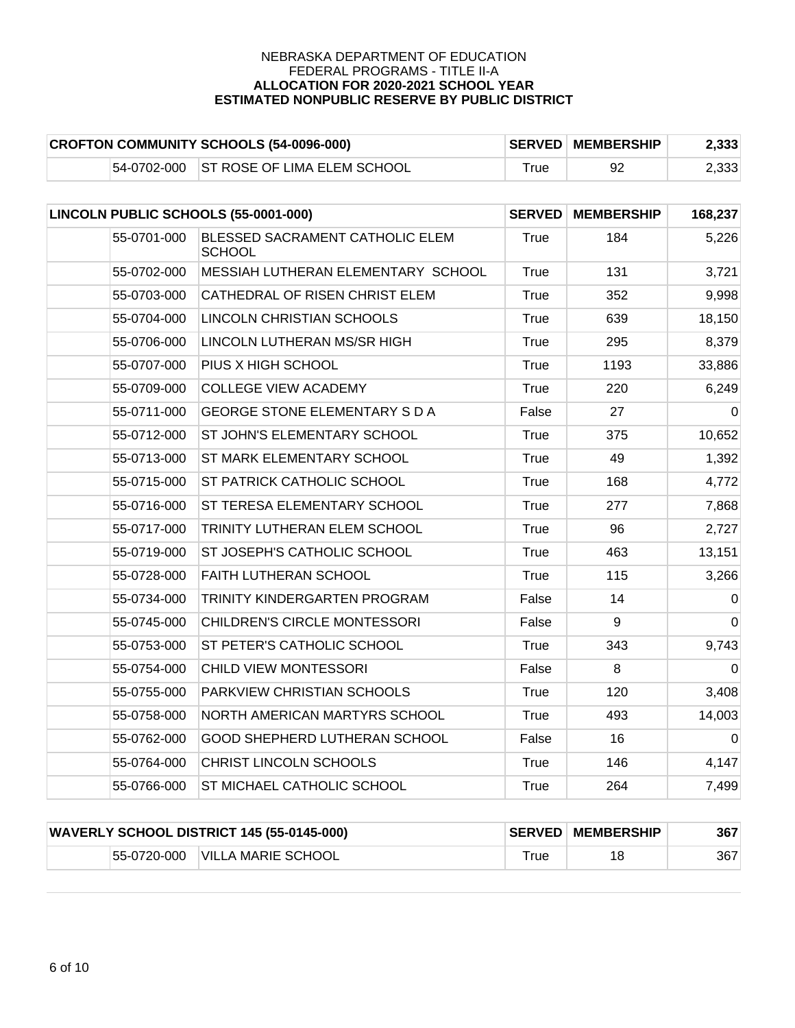NEBRASKA DEPARTMENT OF EDUCATION
FEDERAL PROGRAMS - TITLE II-A
**ALLOCATION FOR 2020-2021 SCHOOL YEAR**
**ESTIMATED NONPUBLIC RESERVE BY PUBLIC DISTRICT**

| **CROFTON COMMUNITY SCHOOLS (54-0096-000)** | | | **SERVED** | **MEMBERSHIP** | **2,333** |
|---|---|---|---|---|---|
| | 54-0702-000 | ST ROSE OF LIMA ELEM SCHOOL | True | 92 | 2,333 |

| **LINCOLN PUBLIC SCHOOLS (55-0001-000)** | | | **SERVED** | **MEMBERSHIP** | **168,237** |
|---|---|---|---|---|---|
| | 55-0701-000 | BLESSED SACRAMENT CATHOLIC ELEM SCHOOL | True | 184 | 5,226 |
| | 55-0702-000 | MESSIAH LUTHERAN ELEMENTARY SCHOOL | True | 131 | 3,721 |
| | 55-0703-000 | CATHEDRAL OF RISEN CHRIST ELEM | True | 352 | 9,998 |
| | 55-0704-000 | LINCOLN CHRISTIAN SCHOOLS | True | 639 | 18,150 |
| | 55-0706-000 | LINCOLN LUTHERAN MS/SR HIGH | True | 295 | 8,379 |
| | 55-0707-000 | PIUS X HIGH SCHOOL | True | 1193 | 33,886 |
| | 55-0709-000 | COLLEGE VIEW ACADEMY | True | 220 | 6,249 |
| | 55-0711-000 | GEORGE STONE ELEMENTARY S D A | False | 27 | 0 |
| | 55-0712-000 | ST JOHN'S ELEMENTARY SCHOOL | True | 375 | 10,652 |
| | 55-0713-000 | ST MARK ELEMENTARY SCHOOL | True | 49 | 1,392 |
| | 55-0715-000 | ST PATRICK CATHOLIC SCHOOL | True | 168 | 4,772 |
| | 55-0716-000 | ST TERESA ELEMENTARY SCHOOL | True | 277 | 7,868 |
| | 55-0717-000 | TRINITY LUTHERAN ELEM SCHOOL | True | 96 | 2,727 |
| | 55-0719-000 | ST JOSEPH'S CATHOLIC SCHOOL | True | 463 | 13,151 |
| | 55-0728-000 | FAITH LUTHERAN SCHOOL | True | 115 | 3,266 |
| | 55-0734-000 | TRINITY KINDERGARTEN PROGRAM | False | 14 | 0 |
| | 55-0745-000 | CHILDREN'S CIRCLE MONTESSORI | False | 9 | 0 |
| | 55-0753-000 | ST PETER'S CATHOLIC SCHOOL | True | 343 | 9,743 |
| | 55-0754-000 | CHILD VIEW MONTESSORI | False | 8 | 0 |
| | 55-0755-000 | PARKVIEW CHRISTIAN SCHOOLS | True | 120 | 3,408 |
| | 55-0758-000 | NORTH AMERICAN MARTYRS SCHOOL | True | 493 | 14,003 |
| | 55-0762-000 | GOOD SHEPHERD LUTHERAN SCHOOL | False | 16 | 0 |
| | 55-0764-000 | CHRIST LINCOLN SCHOOLS | True | 146 | 4,147 |
| | 55-0766-000 | ST MICHAEL CATHOLIC SCHOOL | True | 264 | 7,499 |

| **WAVERLY SCHOOL DISTRICT 145 (55-0145-000)** | | | **SERVED** | **MEMBERSHIP** | **367** |
|---|---|---|---|---|---|
| | 55-0720-000 | VILLA MARIE SCHOOL | True | 18 | 367 |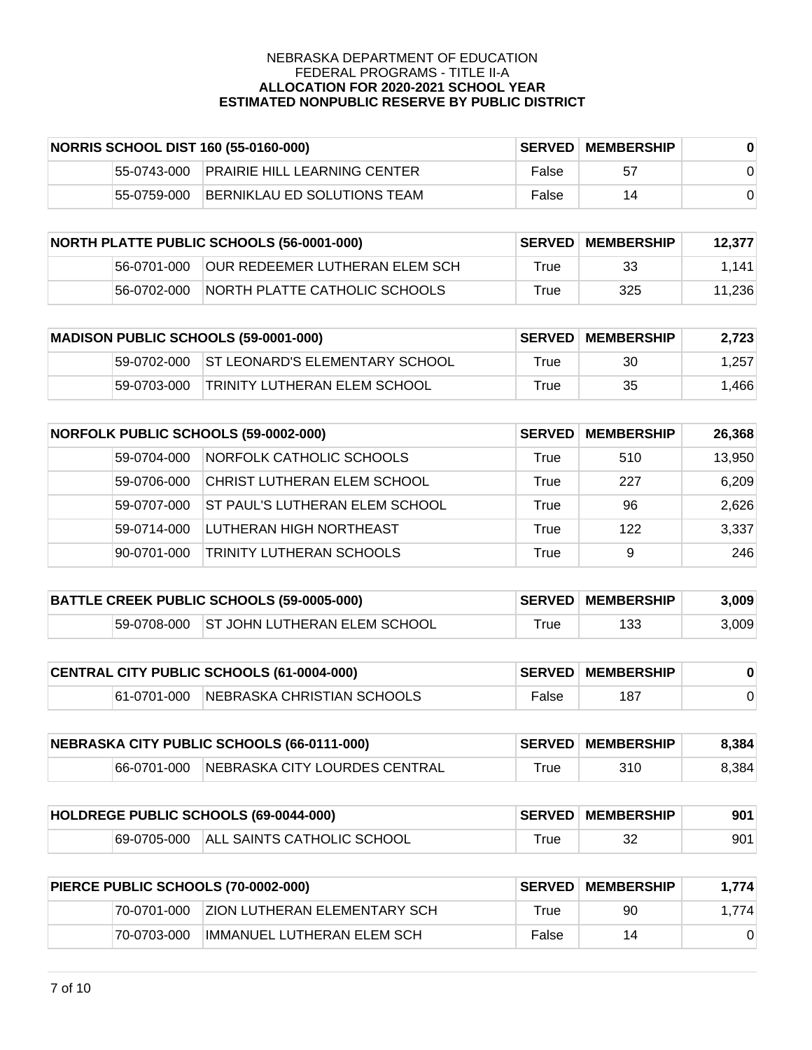NEBRASKA DEPARTMENT OF EDUCATION
FEDERAL PROGRAMS - TITLE II-A
**ALLOCATION FOR 2020-2021 SCHOOL YEAR**
**ESTIMATED NONPUBLIC RESERVE BY PUBLIC DISTRICT**

| **NORRIS SCHOOL DIST 160 (55-0160-000)** | | | **SERVED** | **MEMBERSHIP** | **0** |
|---|---|---|---|---|---|
| | 55-0743-000 | PRAIRIE HILL LEARNING CENTER | False | 57 | 0 |
| | 55-0759-000 | BERNIKLAU ED SOLUTIONS TEAM | False | 14 | 0 |

| **NORTH PLATTE PUBLIC SCHOOLS (56-0001-000)** | | | **SERVED** | **MEMBERSHIP** | **12,377** |
|---|---|---|---|---|---|
| | 56-0701-000 | OUR REDEEMER LUTHERAN ELEM SCH | True | 33 | 1,141 |
| | 56-0702-000 | NORTH PLATTE CATHOLIC SCHOOLS | True | 325 | 11,236 |

| **MADISON PUBLIC SCHOOLS (59-0001-000)** | | | **SERVED** | **MEMBERSHIP** | **2,723** |
|---|---|---|---|---|---|
| | 59-0702-000 | ST LEONARD'S ELEMENTARY SCHOOL | True | 30 | 1,257 |
| | 59-0703-000 | TRINITY LUTHERAN ELEM SCHOOL | True | 35 | 1,466 |

| **NORFOLK PUBLIC SCHOOLS (59-0002-000)** | | | **SERVED** | **MEMBERSHIP** | **26,368** |
|---|---|---|---|---|---|
| | 59-0704-000 | NORFOLK CATHOLIC SCHOOLS | True | 510 | 13,950 |
| | 59-0706-000 | CHRIST LUTHERAN ELEM SCHOOL | True | 227 | 6,209 |
| | 59-0707-000 | ST PAUL'S LUTHERAN ELEM SCHOOL | True | 96 | 2,626 |
| | 59-0714-000 | LUTHERAN HIGH NORTHEAST | True | 122 | 3,337 |
| | 90-0701-000 | TRINITY LUTHERAN SCHOOLS | True | 9 | 246 |

| **BATTLE CREEK PUBLIC SCHOOLS (59-0005-000)** | | | **SERVED** | **MEMBERSHIP** | **3,009** |
|---|---|---|---|---|---|
| | 59-0708-000 | ST JOHN LUTHERAN ELEM SCHOOL | True | 133 | 3,009 |

| **CENTRAL CITY PUBLIC SCHOOLS (61-0004-000)** | | | **SERVED** | **MEMBERSHIP** | **0** |
|---|---|---|---|---|---|
| | 61-0701-000 | NEBRASKA CHRISTIAN SCHOOLS | False | 187 | 0 |

| **NEBRASKA CITY PUBLIC SCHOOLS (66-0111-000)** | | | **SERVED** | **MEMBERSHIP** | **8,384** |
|---|---|---|---|---|---|
| | 66-0701-000 | NEBRASKA CITY LOURDES CENTRAL | True | 310 | 8,384 |

| **HOLDREGE PUBLIC SCHOOLS (69-0044-000)** | | | **SERVED** | **MEMBERSHIP** | **901** |
|---|---|---|---|---|---|
| | 69-0705-000 | ALL SAINTS CATHOLIC SCHOOL | True | 32 | 901 |

| **PIERCE PUBLIC SCHOOLS (70-0002-000)** | | | **SERVED** | **MEMBERSHIP** | **1,774** |
|---|---|---|---|---|---|
| | 70-0701-000 | ZION LUTHERAN ELEMENTARY SCH | True | 90 | 1,774 |
| | 70-0703-000 | IMMANUEL LUTHERAN ELEM SCH | False | 14 | 0 |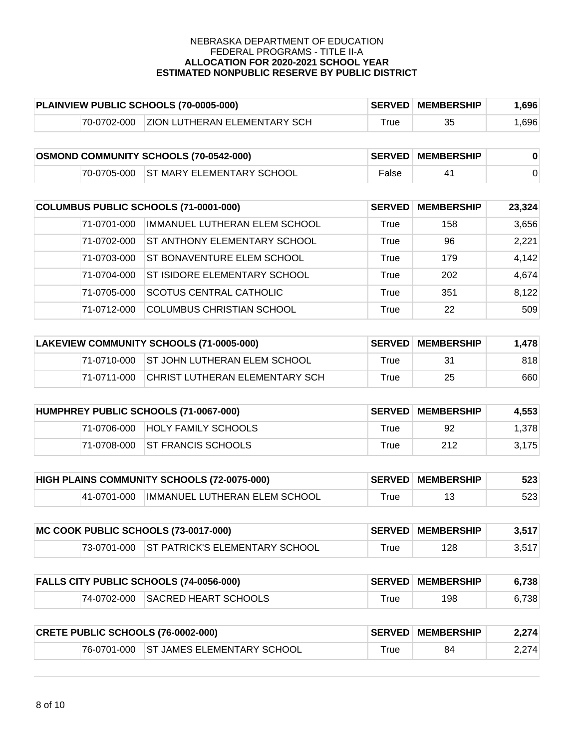NEBRASKA DEPARTMENT OF EDUCATION
FEDERAL PROGRAMS - TITLE II-A
**ALLOCATION FOR 2020-2021 SCHOOL YEAR**
**ESTIMATED NONPUBLIC RESERVE BY PUBLIC DISTRICT**

| PLAINVIEW PUBLIC SCHOOLS (70-0005-000) | | SERVED | MEMBERSHIP | 1,696 |
|---|---|---|---|---|
| 70-0702-000 | ZION LUTHERAN ELEMENTARY SCH | True | 35 | 1,696 |

| OSMOND COMMUNITY SCHOOLS (70-0542-000) | | SERVED | MEMBERSHIP | 0 |
|---|---|---|---|---|
| 70-0705-000 | ST MARY ELEMENTARY SCHOOL | False | 41 | 0 |

| COLUMBUS PUBLIC SCHOOLS (71-0001-000) | | SERVED | MEMBERSHIP | 23,324 |
|---|---|---|---|---|
| 71-0701-000 | IMMANUEL LUTHERAN ELEM SCHOOL | True | 158 | 3,656 |
| 71-0702-000 | ST ANTHONY ELEMENTARY SCHOOL | True | 96 | 2,221 |
| 71-0703-000 | ST BONAVENTURE ELEM SCHOOL | True | 179 | 4,142 |
| 71-0704-000 | ST ISIDORE ELEMENTARY SCHOOL | True | 202 | 4,674 |
| 71-0705-000 | SCOTUS CENTRAL CATHOLIC | True | 351 | 8,122 |
| 71-0712-000 | COLUMBUS CHRISTIAN SCHOOL | True | 22 | 509 |

| LAKEVIEW COMMUNITY SCHOOLS (71-0005-000) | | SERVED | MEMBERSHIP | 1,478 |
|---|---|---|---|---|
| 71-0710-000 | ST JOHN LUTHERAN ELEM SCHOOL | True | 31 | 818 |
| 71-0711-000 | CHRIST LUTHERAN ELEMENTARY SCH | True | 25 | 660 |

| HUMPHREY PUBLIC SCHOOLS (71-0067-000) | | SERVED | MEMBERSHIP | 4,553 |
|---|---|---|---|---|
| 71-0706-000 | HOLY FAMILY SCHOOLS | True | 92 | 1,378 |
| 71-0708-000 | ST FRANCIS SCHOOLS | True | 212 | 3,175 |

| HIGH PLAINS COMMUNITY SCHOOLS (72-0075-000) | | SERVED | MEMBERSHIP | 523 |
|---|---|---|---|---|
| 41-0701-000 | IMMANUEL LUTHERAN ELEM SCHOOL | True | 13 | 523 |

| MC COOK PUBLIC SCHOOLS (73-0017-000) | | SERVED | MEMBERSHIP | 3,517 |
|---|---|---|---|---|
| 73-0701-000 | ST PATRICK'S ELEMENTARY SCHOOL | True | 128 | 3,517 |

| FALLS CITY PUBLIC SCHOOLS (74-0056-000) | | SERVED | MEMBERSHIP | 6,738 |
|---|---|---|---|---|
| 74-0702-000 | SACRED HEART SCHOOLS | True | 198 | 6,738 |

| CRETE PUBLIC SCHOOLS (76-0002-000) | | SERVED | MEMBERSHIP | 2,274 |
|---|---|---|---|---|
| 76-0701-000 | ST JAMES ELEMENTARY SCHOOL | True | 84 | 2,274 |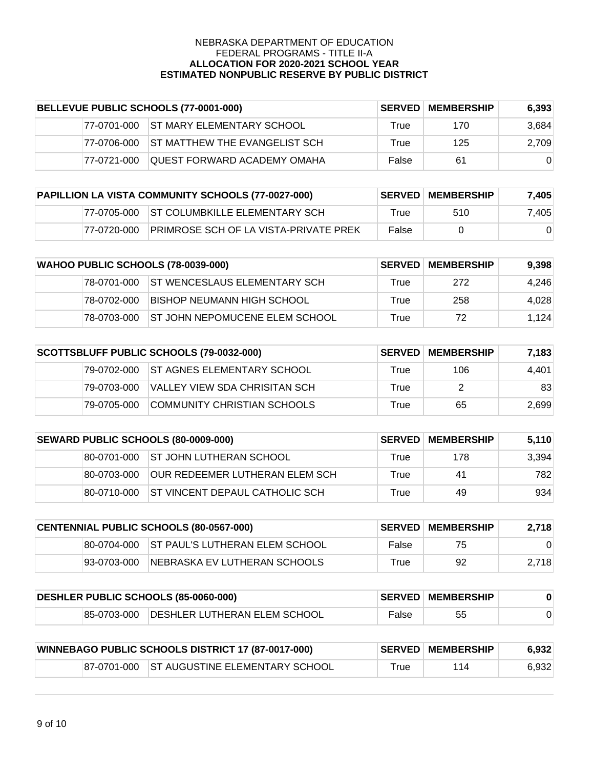NEBRASKA DEPARTMENT OF EDUCATION
FEDERAL PROGRAMS - TITLE II-A
**ALLOCATION FOR 2020-2021 SCHOOL YEAR**
**ESTIMATED NONPUBLIC RESERVE BY PUBLIC DISTRICT**

| BELLEVUE PUBLIC SCHOOLS (77-0001-000) | | SERVED | MEMBERSHIP | 6,393 |
|---|---|---|---|---|
| 77-0701-000 | ST MARY ELEMENTARY SCHOOL | True | 170 | 3,684 |
| 77-0706-000 | ST MATTHEW THE EVANGELIST SCH | True | 125 | 2,709 |
| 77-0721-000 | QUEST FORWARD ACADEMY OMAHA | False | 61 | 0 |

| PAPILLION LA VISTA COMMUNITY SCHOOLS (77-0027-000) | | SERVED | MEMBERSHIP | 7,405 |
|---|---|---|---|---|
| 77-0705-000 | ST COLUMBKILLE ELEMENTARY SCH | True | 510 | 7,405 |
| 77-0720-000 | PRIMROSE SCH OF LA VISTA-PRIVATE PREK | False | 0 | 0 |

| WAHOO PUBLIC SCHOOLS (78-0039-000) | | SERVED | MEMBERSHIP | 9,398 |
|---|---|---|---|---|
| 78-0701-000 | ST WENCESLAUS ELEMENTARY SCH | True | 272 | 4,246 |
| 78-0702-000 | BISHOP NEUMANN HIGH SCHOOL | True | 258 | 4,028 |
| 78-0703-000 | ST JOHN NEPOMUCENE ELEM SCHOOL | True | 72 | 1,124 |

| SCOTTSBLUFF PUBLIC SCHOOLS (79-0032-000) | | SERVED | MEMBERSHIP | 7,183 |
|---|---|---|---|---|
| 79-0702-000 | ST AGNES ELEMENTARY SCHOOL | True | 106 | 4,401 |
| 79-0703-000 | VALLEY VIEW SDA CHRISITAN SCH | True | 2 | 83 |
| 79-0705-000 | COMMUNITY CHRISTIAN SCHOOLS | True | 65 | 2,699 |

| SEWARD PUBLIC SCHOOLS (80-0009-000) | | SERVED | MEMBERSHIP | 5,110 |
|---|---|---|---|---|
| 80-0701-000 | ST JOHN LUTHERAN SCHOOL | True | 178 | 3,394 |
| 80-0703-000 | OUR REDEEMER LUTHERAN ELEM SCH | True | 41 | 782 |
| 80-0710-000 | ST VINCENT DEPAUL CATHOLIC SCH | True | 49 | 934 |

| CENTENNIAL PUBLIC SCHOOLS (80-0567-000) | | SERVED | MEMBERSHIP | 2,718 |
|---|---|---|---|---|
| 80-0704-000 | ST PAUL'S LUTHERAN ELEM SCHOOL | False | 75 | 0 |
| 93-0703-000 | NEBRASKA EV LUTHERAN SCHOOLS | True | 92 | 2,718 |

| DESHLER PUBLIC SCHOOLS (85-0060-000) | | SERVED | MEMBERSHIP | 0 |
|---|---|---|---|---|
| 85-0703-000 | DESHLER LUTHERAN ELEM SCHOOL | False | 55 | 0 |

| WINNEBAGO PUBLIC SCHOOLS DISTRICT 17 (87-0017-000) | | SERVED | MEMBERSHIP | 6,932 |
|---|---|---|---|---|
| 87-0701-000 | ST AUGUSTINE ELEMENTARY SCHOOL | True | 114 | 6,932 |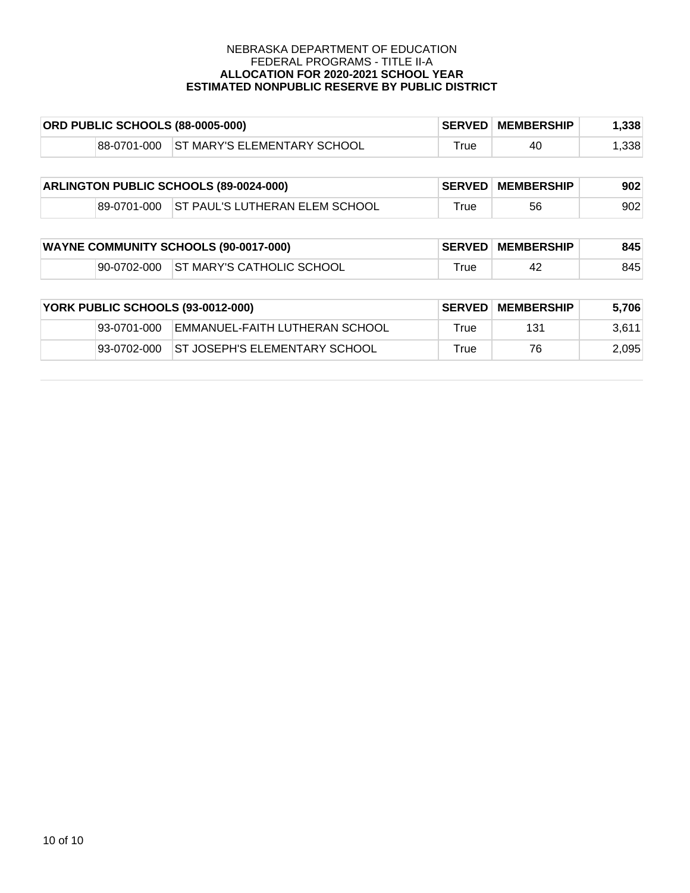NEBRASKA DEPARTMENT OF EDUCATION
FEDERAL PROGRAMS - TITLE II-A
**ALLOCATION FOR 2020-2021 SCHOOL YEAR**
**ESTIMATED NONPUBLIC RESERVE BY PUBLIC DISTRICT**

| **ORD PUBLIC SCHOOLS (88-0005-000)** | | | **SERVED** | **MEMBERSHIP** | **1,338** |
|---|---|---|---|---|---|
| | 88-0701-000 | ST MARY'S ELEMENTARY SCHOOL | True | 40 | 1,338 |

| **ARLINGTON PUBLIC SCHOOLS (89-0024-000)** | | | **SERVED** | **MEMBERSHIP** | **902** |
|---|---|---|---|---|---|
| | 89-0701-000 | ST PAUL'S LUTHERAN ELEM SCHOOL | True | 56 | 902 |

| **WAYNE COMMUNITY SCHOOLS (90-0017-000)** | | | **SERVED** | **MEMBERSHIP** | **845** |
|---|---|---|---|---|---|
| | 90-0702-000 | ST MARY'S CATHOLIC SCHOOL | True | 42 | 845 |

| **YORK PUBLIC SCHOOLS (93-0012-000)** | | | **SERVED** | **MEMBERSHIP** | **5,706** |
|---|---|---|---|---|---|
| | 93-0701-000 | EMMANUEL-FAITH LUTHERAN SCHOOL | True | 131 | 3,611 |
| | 93-0702-000 | ST JOSEPH'S ELEMENTARY SCHOOL | True | 76 | 2,095 |